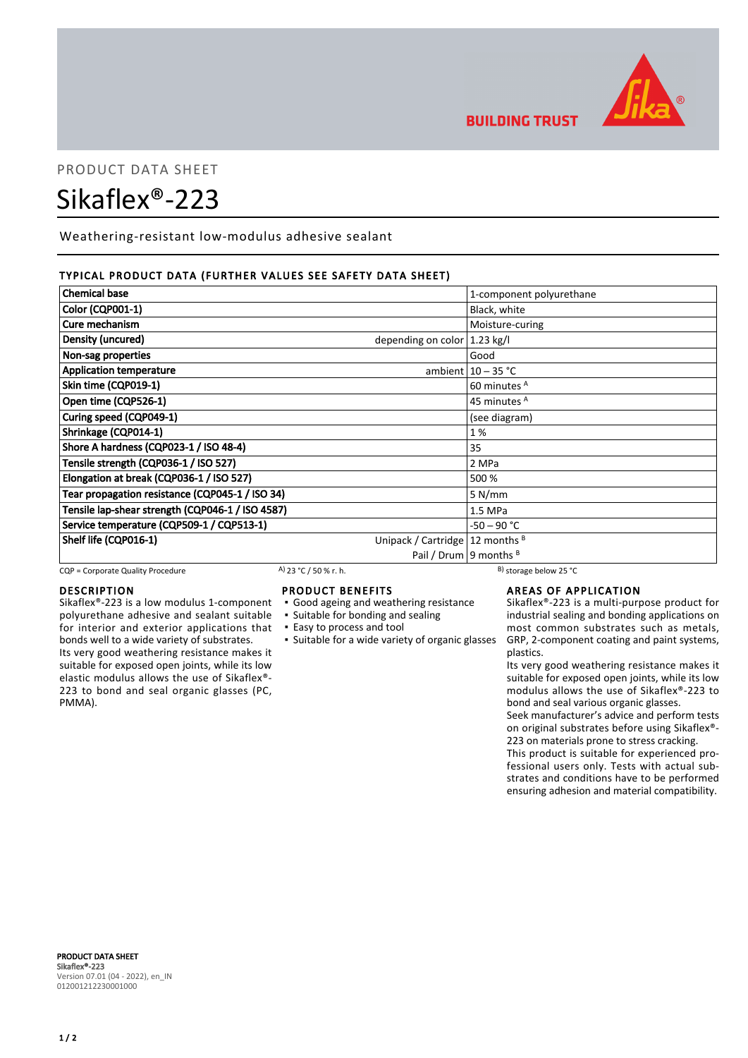PRODUCT DATA SHEET

# Sikaflex®-223

Weathering-resistant low-modulus adhesive sealant

## TYPICAL PRODUCT DATA (FURTHER VALUES SEE SAFETY DATA SHEET)

| Property | Condition | Value |
|---|---|---|
| **Chemical base** | | 1-component polyurethane |
| **Color (CQP001-1)** | | Black, white |
| **Cure mechanism** | | Moisture-curing |
| **Density (uncured)** | depending on color | 1.23 kg/l |
| **Non-sag properties** | | Good |
| **Application temperature** | ambient | 10 – 35 °C |
| **Skin time (CQP019-1)** | | 60 minutes [A] |
| **Open time (CQP526-1)** | | 45 minutes [A] |
| **Curing speed (CQP049-1)** | | (see diagram) |
| **Shrinkage (CQP014-1)** | | 1 % |
| **Shore A hardness (CQP023-1 / ISO 48-4)** | | 35 |
| **Tensile strength (CQP036-1 / ISO 527)** | | 2 MPa |
| **Elongation at break (CQP036-1 / ISO 527)** | | 500 % |
| **Tear propagation resistance (CQP045-1 / ISO 34)** | | 5 N/mm |
| **Tensile lap-shear strength (CQP046-1 / ISO 4587)** | | 1.5 MPa |
| **Service temperature (CQP509-1 / CQP513-1)** | | -50 – 90 °C |
| **Shelf life (CQP016-1)** | Unipack / Cartridge | 12 months [B] |
| | Pail / Drum | 9 months [B] |

CQP = Corporate Quality Procedure A) 23 °C / 50 % r. h. B) storage below 25 °C

## DESCRIPTION

Sikaflex®-223 is a low modulus 1-component polyurethane adhesive and sealant suitable for interior and exterior applications that bonds well to a wide variety of substrates.
Its very good weathering resistance makes it suitable for exposed open joints, while its low elastic modulus allows the use of Sikaflex®-223 to bond and seal organic glasses (PC, PMMA).

## PRODUCT BENEFITS

- Good ageing and weathering resistance
- Suitable for bonding and sealing
- Easy to process and tool
- Suitable for a wide variety of organic glasses

## AREAS OF APPLICATION

Sikaflex®-223 is a multi-purpose product for industrial sealing and bonding applications on most common substrates such as metals, GRP, 2-component coating and paint systems, plastics.
Its very good weathering resistance makes it suitable for exposed open joints, while its low modulus allows the use of Sikaflex®-223 to bond and seal various organic glasses.
Seek manufacturer's advice and perform tests on original substrates before using Sikaflex®-223 on materials prone to stress cracking.
This product is suitable for experienced professional users only. Tests with actual substrates and conditions have to be performed ensuring adhesion and material compatibility.

**PRODUCT DATA SHEET**
**Sikaflex®-223**
Version 07.01 (04 - 2022), en_IN
012001212230001000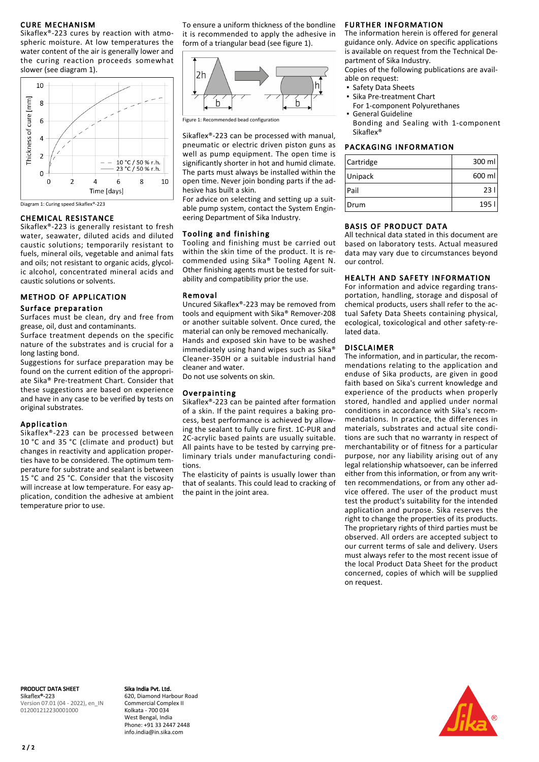## CURE MECHANISM

Sikaflex®-223 cures by reaction with atmospheric moisture. At low temperatures the water content of the air is generally lower and the curing reaction proceeds somewhat slower (see diagram 1).

Thickness of cure [mm]
10
8
6
4
2
0
0 2 4 6 8 10
Time [days]
10 °C / 50 % r.h.
23 °C / 50 % r.h.

Diagram 1: Curing speed Sikaflex®-223

## CHEMICAL RESISTANCE

Sikaflex®-223 is generally resistant to fresh water, seawater, diluted acids and diluted caustic solutions; temporarily resistant to fuels, mineral oils, vegetable and animal fats and oils; not resistant to organic acids, glycolic alcohol, concentrated mineral acids and caustic solutions or solvents.

## METHOD OF APPLICATION

### Surface preparation

Surfaces must be clean, dry and free from grease, oil, dust and contaminants.

Surface treatment depends on the specific nature of the substrates and is crucial for a long lasting bond.

Suggestions for surface preparation may be found on the current edition of the appropriate Sika® Pre-treatment Chart. Consider that these suggestions are based on experience and have in any case to be verified by tests on original substrates.

### Application

Sikaflex®-223 can be processed between 10 °C and 35 °C (climate and product) but changes in reactivity and application properties have to be considered. The optimum temperature for substrate and sealant is between 15 °C and 25 °C. Consider that the viscosity will increase at low temperature. For easy application, condition the adhesive at ambient temperature prior to use.

To ensure a uniform thickness of the bondline it is recommended to apply the adhesive in form of a triangular bead (see figure 1).

2h
b
h
b

Figure 1: Recommended bead configuration

Sikaflex®-223 can be processed with manual, pneumatic or electric driven piston guns as well as pump equipment. The open time is significantly shorter in hot and humid climate. The parts must always be installed within the open time. Never join bonding parts if the adhesive has built a skin.

For advice on selecting and setting up a suitable pump system, contact the System Engineering Department of Sika Industry.

### Tooling and finishing

Tooling and finishing must be carried out within the skin time of the product. It is recommended using Sika® Tooling Agent N. Other finishing agents must be tested for suitability and compatibility prior the use.

### Removal

Uncured Sikaflex®-223 may be removed from tools and equipment with Sika® Remover-208 or another suitable solvent. Once cured, the material can only be removed mechanically.

Hands and exposed skin have to be washed immediately using hand wipes such as Sika® Cleaner-350H or a suitable industrial hand cleaner and water.

Do not use solvents on skin.

### Overpainting

Sikaflex®-223 can be painted after formation of a skin. If the paint requires a baking process, best performance is achieved by allowing the sealant to fully cure first. 1C-PUR and 2C-acrylic based paints are usually suitable. All paints have to be tested by carrying preliminary trials under manufacturing conditions.

The elasticity of paints is usually lower than that of sealants. This could lead to cracking of the paint in the joint area.

## FURTHER INFORMATION

The information herein is offered for general guidance only. Advice on specific applications is available on request from the Technical Department of Sika Industry.

Copies of the following publications are available on request:

- Safety Data Sheets
- Sika Pre-treatment Chart
  For 1-component Polyurethanes
- General Guideline
  Bonding and Sealing with 1-component Sikaflex®

## PACKAGING INFORMATION

| | |
|---|---|
| Cartridge | 300 ml |
| Unipack | 600 ml |
| Pail | 23 l |
| Drum | 195 l |

## BASIS OF PRODUCT DATA

All technical data stated in this document are based on laboratory tests. Actual measured data may vary due to circumstances beyond our control.

## HEALTH AND SAFETY INFORMATION

For information and advice regarding transportation, handling, storage and disposal of chemical products, users shall refer to the actual Safety Data Sheets containing physical, ecological, toxicological and other safety-related data.

## DISCLAIMER

The information, and in particular, the recommendations relating to the application and enduse of Sika products, are given in good faith based on Sika's current knowledge and experience of the products when properly stored, handled and applied under normal conditions in accordance with Sika's recommendations. In practice, the differences in materials, substrates and actual site conditions are such that no warranty in respect of merchantability or of fitness for a particular purpose, nor any liability arising out of any legal relationship whatsoever, can be inferred either from this information, or from any written recommendations, or from any other advice offered. The user of the product must test the product's suitability for the intended application and purpose. Sika reserves the right to change the properties of its products. The proprietary rights of third parties must be observed. All orders are accepted subject to our current terms of sale and delivery. Users must always refer to the most recent issue of the local Product Data Sheet for the product concerned, copies of which will be supplied on request.

**PRODUCT DATA SHEET**
**Sikaflex®-223**
Version 07.01 (04 - 2022), en_IN
012001212230001000

**Sika India Pvt. Ltd.**
620, Diamond Harbour Road
Commercial Complex II
Kolkata - 700 034
West Bengal, India
Phone: +91 33 2447 2448
info.india@in.sika.com